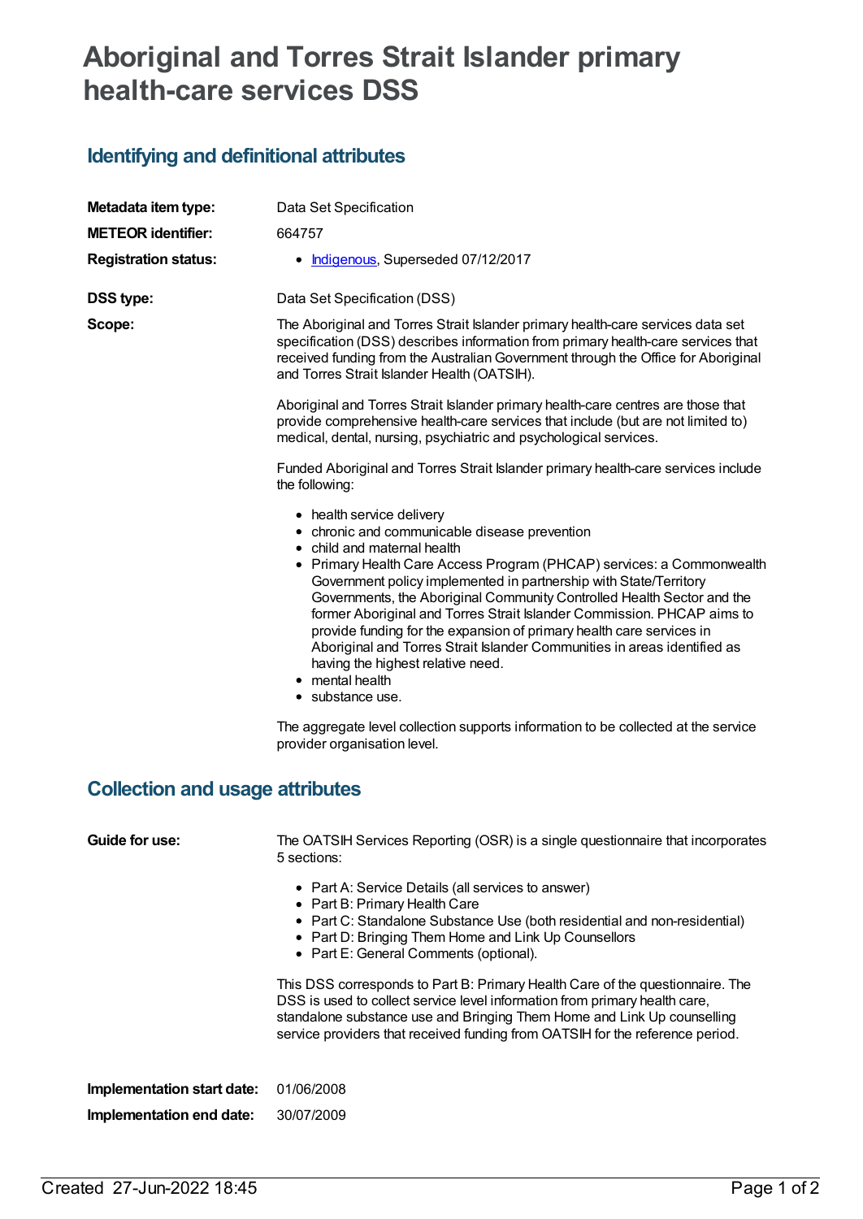# Aboriginal and Torres Strait Islander primary health-care services DSS

## Identifying and definitional attributes

| | |
|---|---|
| **Metadata item type:** | Data Set Specification |
| **METEOR identifier:** | 664757 |
| **Registration status:** | • Indigenous, Superseded 07/12/2017 |
| **DSS type:** | Data Set Specification (DSS) |

**Scope:**

The Aboriginal and Torres Strait Islander primary health-care services data set specification (DSS) describes information from primary health-care services that received funding from the Australian Government through the Office for Aboriginal and Torres Strait Islander Health (OATSIH).

Aboriginal and Torres Strait Islander primary health-care centres are those that provide comprehensive health-care services that include (but are not limited to) medical, dental, nursing, psychiatric and psychological services.

Funded Aboriginal and Torres Strait Islander primary health-care services include the following:

- health service delivery
- chronic and communicable disease prevention
- child and maternal health
- Primary Health Care Access Program (PHCAP) services: a Commonwealth Government policy implemented in partnership with State/Territory Governments, the Aboriginal Community Controlled Health Sector and the former Aboriginal and Torres Strait Islander Commission. PHCAP aims to provide funding for the expansion of primary health care services in Aboriginal and Torres Strait Islander Communities in areas identified as having the highest relative need.
- mental health
- substance use.

The aggregate level collection supports information to be collected at the service provider organisation level.

## Collection and usage attributes

**Guide for use:**

The OATSIH Services Reporting (OSR) is a single questionnaire that incorporates 5 sections:

- Part A: Service Details (all services to answer)
- Part B: Primary Health Care
- Part C: Standalone Substance Use (both residential and non-residential)
- Part D: Bringing Them Home and Link Up Counsellors
- Part E: General Comments (optional).

This DSS corresponds to Part B: Primary Health Care of the questionnaire. The DSS is used to collect service level information from primary health care, standalone substance use and Bringing Them Home and Link Up counselling service providers that received funding from OATSIH for the reference period.

| | |
|---|---|
| **Implementation start date:** | 01/06/2008 |
| **Implementation end date:** | 30/07/2009 |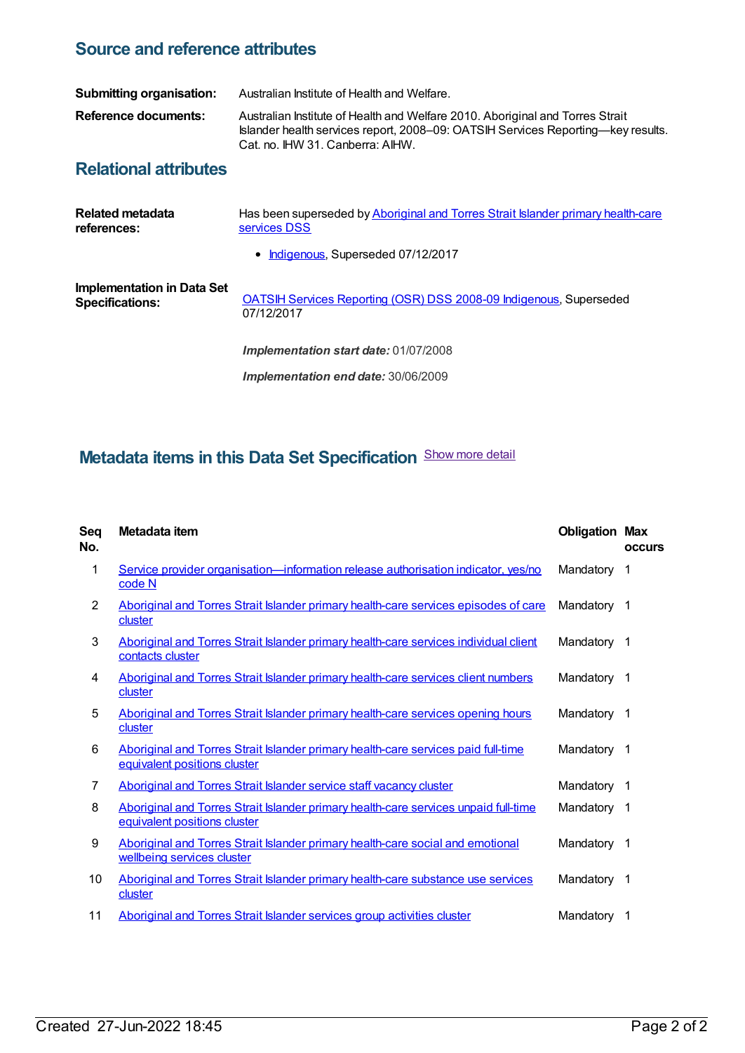## Source and reference attributes

**Submitting organisation:** Australian Institute of Health and Welfare.

**Reference documents:** Australian Institute of Health and Welfare 2010. Aboriginal and Torres Strait Islander health services report, 2008–09: OATSIH Services Reporting—key results. Cat. no. IHW 31. Canberra: AIHW.

## Relational attributes

**Related metadata references:** Has been superseded by Aboriginal and Torres Strait Islander primary health-care services DSS

- Indigenous, Superseded 07/12/2017

**Implementation in Data Set Specifications:** OATSIH Services Reporting (OSR) DSS 2008-09 Indigenous, Superseded 07/12/2017

*Implementation start date:* 01/07/2008

*Implementation end date:* 30/06/2009

## Metadata items in this Data Set Specification

Show more detail

| Seq No. | Metadata item | Obligation | Max occurs |
|---|---|---|---|
| 1 | Service provider organisation—information release authorisation indicator, yes/no code N | Mandatory | 1 |
| 2 | Aboriginal and Torres Strait Islander primary health-care services episodes of care cluster | Mandatory | 1 |
| 3 | Aboriginal and Torres Strait Islander primary health-care services individual client contacts cluster | Mandatory | 1 |
| 4 | Aboriginal and Torres Strait Islander primary health-care services client numbers cluster | Mandatory | 1 |
| 5 | Aboriginal and Torres Strait Islander primary health-care services opening hours cluster | Mandatory | 1 |
| 6 | Aboriginal and Torres Strait Islander primary health-care services paid full-time equivalent positions cluster | Mandatory | 1 |
| 7 | Aboriginal and Torres Strait Islander service staff vacancy cluster | Mandatory | 1 |
| 8 | Aboriginal and Torres Strait Islander primary health-care services unpaid full-time equivalent positions cluster | Mandatory | 1 |
| 9 | Aboriginal and Torres Strait Islander primary health-care social and emotional wellbeing services cluster | Mandatory | 1 |
| 10 | Aboriginal and Torres Strait Islander primary health-care substance use services cluster | Mandatory | 1 |
| 11 | Aboriginal and Torres Strait Islander services group activities cluster | Mandatory | 1 |